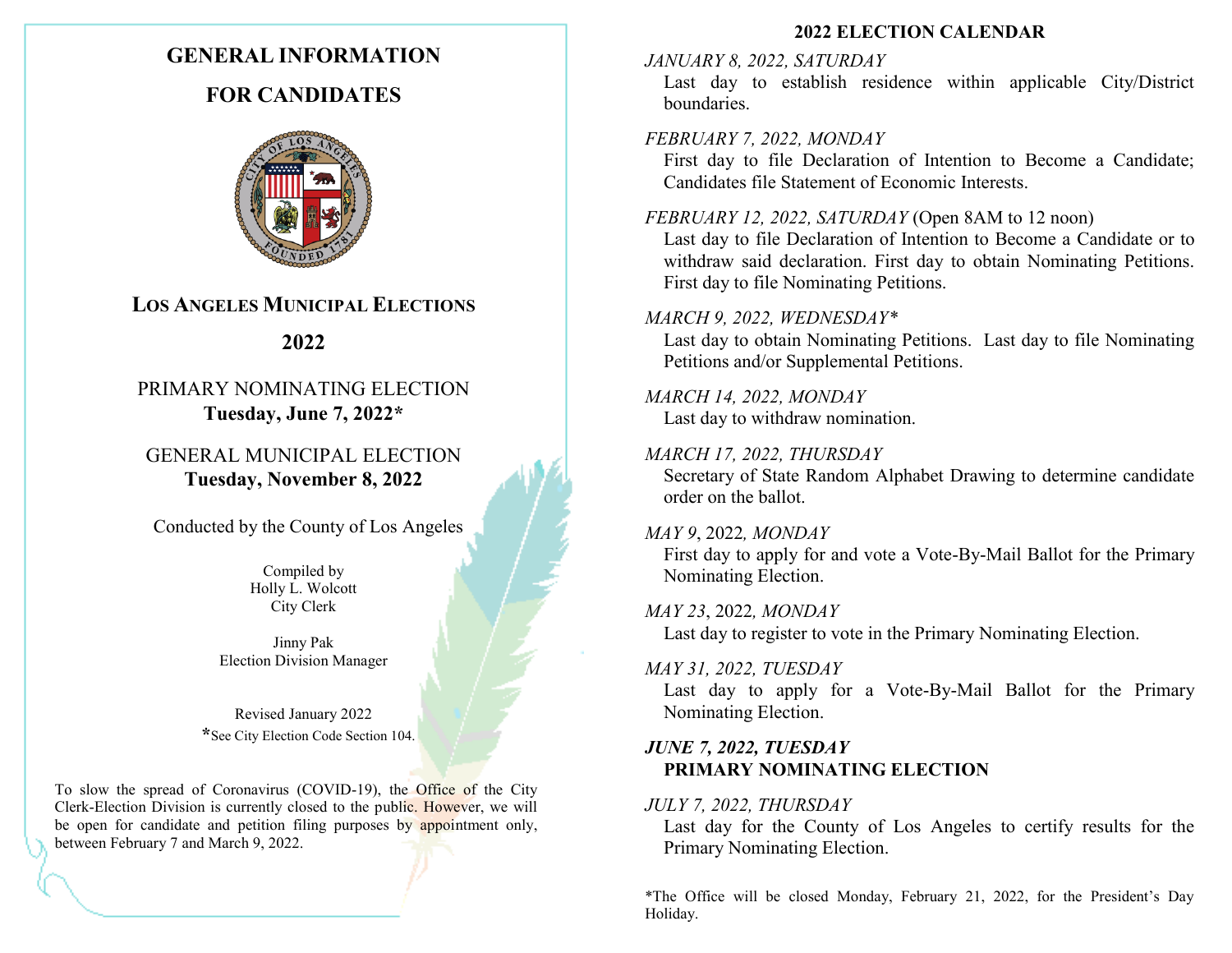# GENERAL INFORMATION

# FOR CANDIDATES

## LOS ANGELES MUNICIPAL ELECTIONS

## 2022

PRIMARY NOMINATING ELECTION
**Tuesday, June 7, 2022***

GENERAL MUNICIPAL ELECTION
**Tuesday, November 8, 2022**

Conducted by the County of Los Angeles

Compiled by
Holly L. Wolcott
City Clerk

Jinny Pak
Election Division Manager

Revised January 2022
*See City Election Code Section 104.

To slow the spread of Coronavirus (COVID-19), the Office of the City Clerk-Election Division is currently closed to the public. However, we will be open for candidate and petition filing purposes by appointment only, between February 7 and March 9, 2022.

## 2022 ELECTION CALENDAR

*JANUARY 8, 2022, SATURDAY*
Last day to establish residence within applicable City/District boundaries.

*FEBRUARY 7, 2022, MONDAY*
First day to file Declaration of Intention to Become a Candidate; Candidates file Statement of Economic Interests.

*FEBRUARY 12, 2022, SATURDAY* (Open 8AM to 12 noon)
Last day to file Declaration of Intention to Become a Candidate or to withdraw said declaration. First day to obtain Nominating Petitions. First day to file Nominating Petitions.

*MARCH 9, 2022, WEDNESDAY**
Last day to obtain Nominating Petitions. Last day to file Nominating Petitions and/or Supplemental Petitions.

*MARCH 14, 2022, MONDAY*
Last day to withdraw nomination.

*MARCH 17, 2022, THURSDAY*
Secretary of State Random Alphabet Drawing to determine candidate order on the ballot.

*MAY 9*, 2022, *MONDAY*
First day to apply for and vote a Vote-By-Mail Ballot for the Primary Nominating Election.

*MAY 23*, 2022, *MONDAY*
Last day to register to vote in the Primary Nominating Election.

*MAY 31, 2022, TUESDAY*
Last day to apply for a Vote-By-Mail Ballot for the Primary Nominating Election.

***JUNE 7, 2022, TUESDAY***
**PRIMARY NOMINATING ELECTION**

*JULY 7, 2022, THURSDAY*
Last day for the County of Los Angeles to certify results for the Primary Nominating Election.

*The Office will be closed Monday, February 21, 2022, for the President's Day Holiday.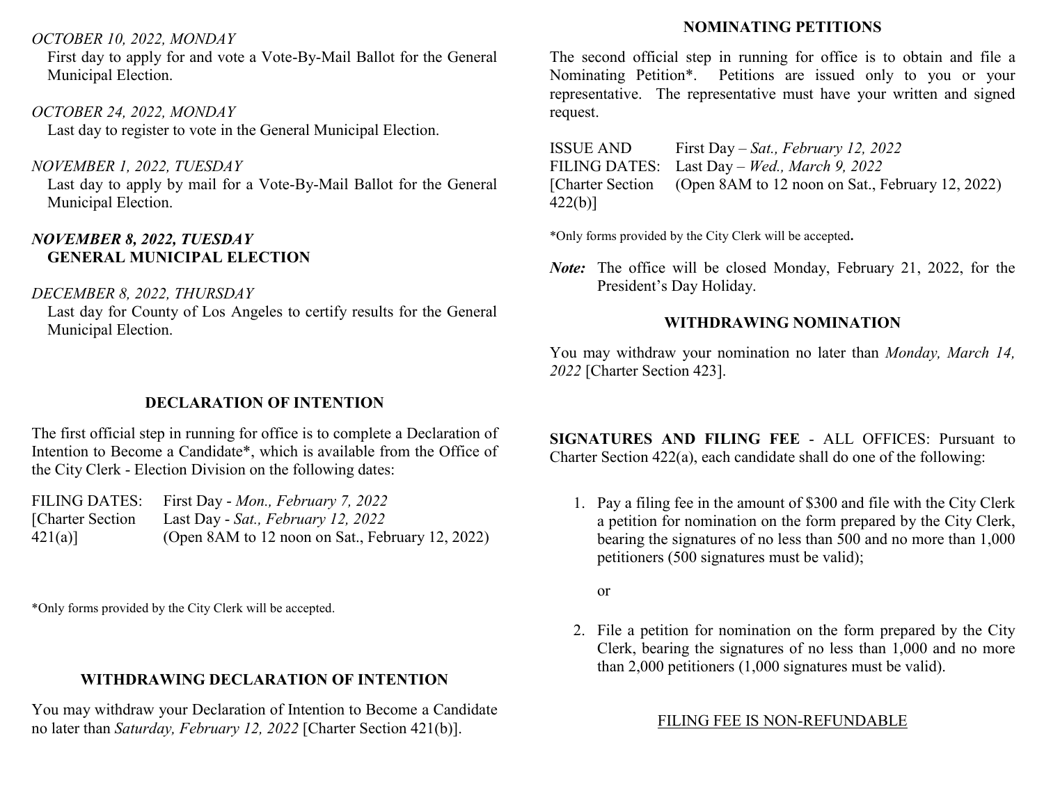*OCTOBER 10, 2022, MONDAY*
First day to apply for and vote a Vote-By-Mail Ballot for the General Municipal Election.

*OCTOBER 24, 2022, MONDAY*
Last day to register to vote in the General Municipal Election.

*NOVEMBER 1, 2022, TUESDAY*
Last day to apply by mail for a Vote-By-Mail Ballot for the General Municipal Election.

***NOVEMBER 8, 2022, TUESDAY***
**GENERAL MUNICIPAL ELECTION**

*DECEMBER 8, 2022, THURSDAY*
Last day for County of Los Angeles to certify results for the General Municipal Election.

## DECLARATION OF INTENTION

The first official step in running for office is to complete a Declaration of Intention to Become a Candidate*, which is available from the Office of the City Clerk - Election Division on the following dates:

FILING DATES: First Day - *Mon., February 7, 2022*
[Charter Section 421(a)] Last Day - *Sat., February 12, 2022*
(Open 8AM to 12 noon on Sat., February 12, 2022)

*Only forms provided by the City Clerk will be accepted.

## WITHDRAWING DECLARATION OF INTENTION

You may withdraw your Declaration of Intention to Become a Candidate no later than *Saturday, February 12, 2022* [Charter Section 421(b)].

## NOMINATING PETITIONS

The second official step in running for office is to obtain and file a Nominating Petition*. Petitions are issued only to you or your representative. The representative must have your written and signed request.

ISSUE AND FILING DATES: First Day – *Sat., February 12, 2022*
[Charter Section 422(b)] Last Day – *Wed., March 9, 2022*
(Open 8AM to 12 noon on Sat., February 12, 2022)

*Only forms provided by the City Clerk will be accepted.

***Note:*** The office will be closed Monday, February 21, 2022, for the President's Day Holiday.

## WITHDRAWING NOMINATION

You may withdraw your nomination no later than *Monday, March 14, 2022* [Charter Section 423].

**SIGNATURES AND FILING FEE** - ALL OFFICES: Pursuant to Charter Section 422(a), each candidate shall do one of the following:

1. Pay a filing fee in the amount of $300 and file with the City Clerk a petition for nomination on the form prepared by the City Clerk, bearing the signatures of no less than 500 and no more than 1,000 petitioners (500 signatures must be valid);

   or

2. File a petition for nomination on the form prepared by the City Clerk, bearing the signatures of no less than 1,000 and no more than 2,000 petitioners (1,000 signatures must be valid).

<u>FILING FEE IS NON-REFUNDABLE</u>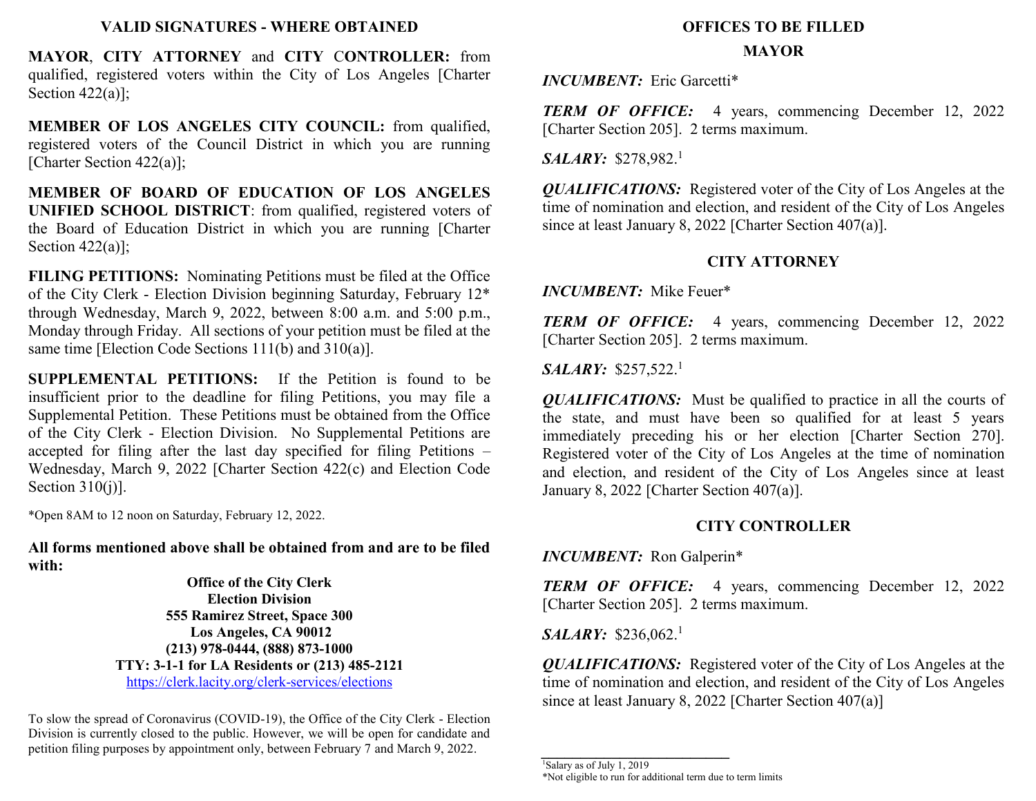## VALID SIGNATURES - WHERE OBTAINED

**MAYOR**, **CITY ATTORNEY** and **CITY CONTROLLER:** from qualified, registered voters within the City of Los Angeles [Charter Section 422(a)];

**MEMBER OF LOS ANGELES CITY COUNCIL:** from qualified, registered voters of the Council District in which you are running [Charter Section 422(a)];

**MEMBER OF BOARD OF EDUCATION OF LOS ANGELES UNIFIED SCHOOL DISTRICT**: from qualified, registered voters of the Board of Education District in which you are running [Charter Section 422(a)];

**FILING PETITIONS:** Nominating Petitions must be filed at the Office of the City Clerk - Election Division beginning Saturday, February 12* through Wednesday, March 9, 2022, between 8:00 a.m. and 5:00 p.m., Monday through Friday. All sections of your petition must be filed at the same time [Election Code Sections 111(b) and 310(a)].

**SUPPLEMENTAL PETITIONS:** If the Petition is found to be insufficient prior to the deadline for filing Petitions, you may file a Supplemental Petition. These Petitions must be obtained from the Office of the City Clerk - Election Division. No Supplemental Petitions are accepted for filing after the last day specified for filing Petitions – Wednesday, March 9, 2022 [Charter Section 422(c) and Election Code Section 310(j)].

*Open 8AM to 12 noon on Saturday, February 12, 2022.

**All forms mentioned above shall be obtained from and are to be filed with:**

**Office of the City Clerk**
**Election Division**
**555 Ramirez Street, Space 300**
**Los Angeles, CA 90012**
**(213) 978-0444, (888) 873-1000**
**TTY: 3-1-1 for LA Residents or (213) 485-2121**
https://clerk.lacity.org/clerk-services/elections

To slow the spread of Coronavirus (COVID-19), the Office of the City Clerk - Election Division is currently closed to the public. However, we will be open for candidate and petition filing purposes by appointment only, between February 7 and March 9, 2022.

## OFFICES TO BE FILLED

### MAYOR

***INCUMBENT:*** Eric Garcetti*

***TERM OF OFFICE:*** 4 years, commencing December 12, 2022 [Charter Section 205]. 2 terms maximum.

***SALARY:*** $278,982.[1]

***QUALIFICATIONS:*** Registered voter of the City of Los Angeles at the time of nomination and election, and resident of the City of Los Angeles since at least January 8, 2022 [Charter Section 407(a)].

### CITY ATTORNEY

***INCUMBENT:*** Mike Feuer*

***TERM OF OFFICE:*** 4 years, commencing December 12, 2022 [Charter Section 205]. 2 terms maximum.

***SALARY:*** $257,522.[1]

***QUALIFICATIONS:*** Must be qualified to practice in all the courts of the state, and must have been so qualified for at least 5 years immediately preceding his or her election [Charter Section 270]. Registered voter of the City of Los Angeles at the time of nomination and election, and resident of the City of Los Angeles since at least January 8, 2022 [Charter Section 407(a)].

### CITY CONTROLLER

***INCUMBENT:*** Ron Galperin*

***TERM OF OFFICE:*** 4 years, commencing December 12, 2022 [Charter Section 205]. 2 terms maximum.

***SALARY:*** $236,062.[1]

***QUALIFICATIONS:*** Registered voter of the City of Los Angeles at the time of nomination and election, and resident of the City of Los Angeles since at least January 8, 2022 [Charter Section 407(a)]

---

[1] Salary as of July 1, 2019

*Not eligible to run for additional term due to term limits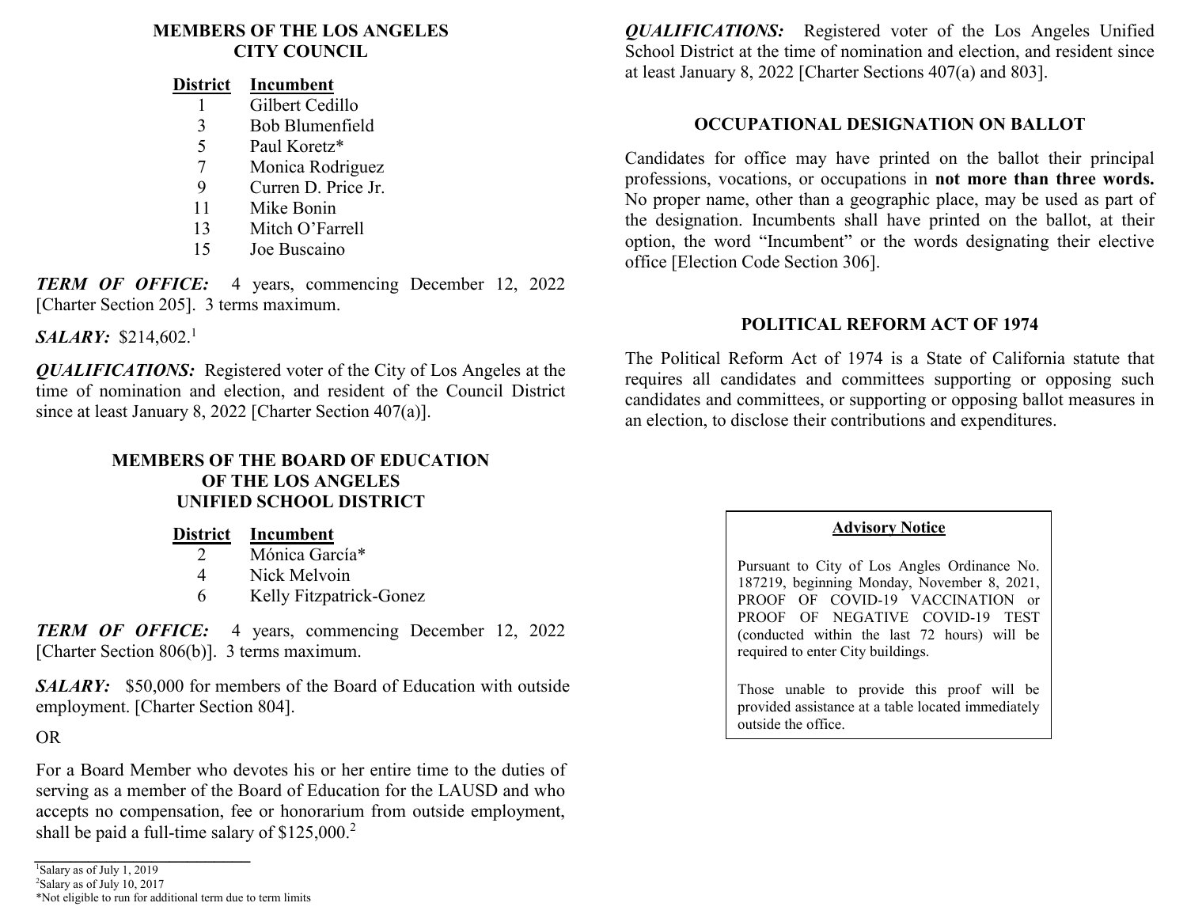## MEMBERS OF THE LOS ANGELES CITY COUNCIL

| District | Incumbent |
|---|---|
| 1 | Gilbert Cedillo |
| 3 | Bob Blumenfield |
| 5 | Paul Koretz* |
| 7 | Monica Rodriguez |
| 9 | Curren D. Price Jr. |
| 11 | Mike Bonin |
| 13 | Mitch O'Farrell |
| 15 | Joe Buscaino |

***TERM OF OFFICE:*** 4 years, commencing December 12, 2022 [Charter Section 205]. 3 terms maximum.

***SALARY:*** $214,602.[1]

***QUALIFICATIONS:*** Registered voter of the City of Los Angeles at the time of nomination and election, and resident of the Council District since at least January 8, 2022 [Charter Section 407(a)].

## MEMBERS OF THE BOARD OF EDUCATION OF THE LOS ANGELES UNIFIED SCHOOL DISTRICT

| District | Incumbent |
|---|---|
| 2 | Mónica García* |
| 4 | Nick Melvoin |
| 6 | Kelly Fitzpatrick-Gonez |

***TERM OF OFFICE:*** 4 years, commencing December 12, 2022 [Charter Section 806(b)]. 3 terms maximum.

***SALARY:*** $50,000 for members of the Board of Education with outside employment. [Charter Section 804].

OR

For a Board Member who devotes his or her entire time to the duties of serving as a member of the Board of Education for the LAUSD and who accepts no compensation, fee or honorarium from outside employment, shall be paid a full-time salary of $125,000.[2]

***QUALIFICATIONS:*** Registered voter of the Los Angeles Unified School District at the time of nomination and election, and resident since at least January 8, 2022 [Charter Sections 407(a) and 803].

## OCCUPATIONAL DESIGNATION ON BALLOT

Candidates for office may have printed on the ballot their principal professions, vocations, or occupations in **not more than three words.** No proper name, other than a geographic place, may be used as part of the designation. Incumbents shall have printed on the ballot, at their option, the word "Incumbent" or the words designating their elective office [Election Code Section 306].

## POLITICAL REFORM ACT OF 1974

The Political Reform Act of 1974 is a State of California statute that requires all candidates and committees supporting or opposing such candidates and committees, or supporting or opposing ballot measures in an election, to disclose their contributions and expenditures.

**Advisory Notice**

Pursuant to City of Los Angles Ordinance No. 187219, beginning Monday, November 8, 2021, PROOF OF COVID-19 VACCINATION or PROOF OF NEGATIVE COVID-19 TEST (conducted within the last 72 hours) will be required to enter City buildings.

Those unable to provide this proof will be provided assistance at a table located immediately outside the office.

---

[1] Salary as of July 1, 2019

[2] Salary as of July 10, 2017

*Not eligible to run for additional term due to term limits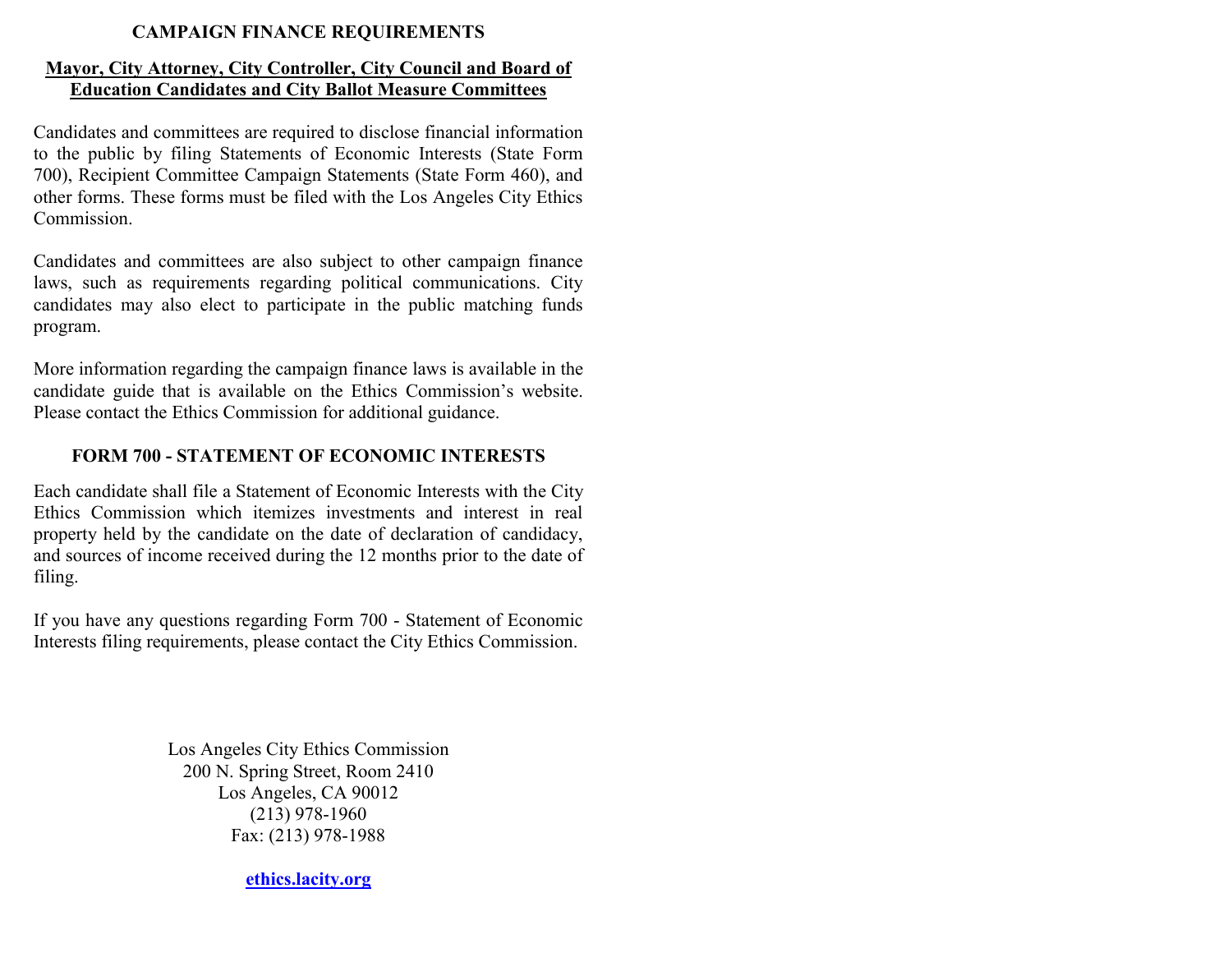## CAMPAIGN FINANCE REQUIREMENTS

**Mayor, City Attorney, City Controller, City Council and Board of Education Candidates and City Ballot Measure Committees**

Candidates and committees are required to disclose financial information to the public by filing Statements of Economic Interests (State Form 700), Recipient Committee Campaign Statements (State Form 460), and other forms. These forms must be filed with the Los Angeles City Ethics Commission.

Candidates and committees are also subject to other campaign finance laws, such as requirements regarding political communications. City candidates may also elect to participate in the public matching funds program.

More information regarding the campaign finance laws is available in the candidate guide that is available on the Ethics Commission's website. Please contact the Ethics Commission for additional guidance.

## FORM 700 - STATEMENT OF ECONOMIC INTERESTS

Each candidate shall file a Statement of Economic Interests with the City Ethics Commission which itemizes investments and interest in real property held by the candidate on the date of declaration of candidacy, and sources of income received during the 12 months prior to the date of filing.

If you have any questions regarding Form 700 - Statement of Economic Interests filing requirements, please contact the City Ethics Commission.

Los Angeles City Ethics Commission
200 N. Spring Street, Room 2410
Los Angeles, CA 90012
(213) 978-1960
Fax: (213) 978-1988

**ethics.lacity.org**